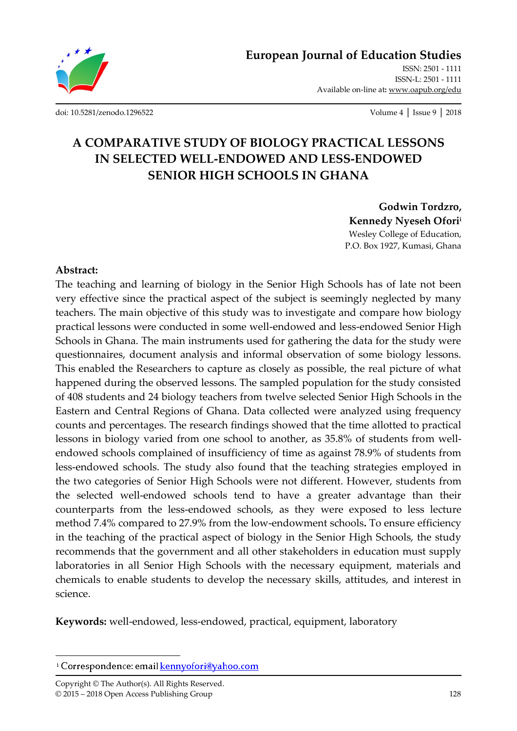# A COMPARATIVE STUDY OF BIOLOGY PRACTICAL LESSONS IN SELECTED WELL-ENDOWED AND LESS-ENDOWED SENIOR HIGH SCHOOLS IN GHANA

**Godwin Tordzro,**
**Kennedy Nyeseh Ofori**[i]
Wesley College of Education,
P.O. Box 1927, Kumasi, Ghana

**Abstract:**

The teaching and learning of biology in the Senior High Schools has of late not been very effective since the practical aspect of the subject is seemingly neglected by many teachers. The main objective of this study was to investigate and compare how biology practical lessons were conducted in some well-endowed and less-endowed Senior High Schools in Ghana. The main instruments used for gathering the data for the study were questionnaires, document analysis and informal observation of some biology lessons. This enabled the Researchers to capture as closely as possible, the real picture of what happened during the observed lessons. The sampled population for the study consisted of 408 students and 24 biology teachers from twelve selected Senior High Schools in the Eastern and Central Regions of Ghana. Data collected were analyzed using frequency counts and percentages. The research findings showed that the time allotted to practical lessons in biology varied from one school to another, as 35.8% of students from well-endowed schools complained of insufficiency of time as against 78.9% of students from less-endowed schools. The study also found that the teaching strategies employed in the two categories of Senior High Schools were not different. However, students from the selected well-endowed schools tend to have a greater advantage than their counterparts from the less-endowed schools, as they were exposed to less lecture method 7.4% compared to 27.9% from the low-endowment schools**.** To ensure efficiency in the teaching of the practical aspect of biology in the Senior High Schools, the study recommends that the government and all other stakeholders in education must supply laboratories in all Senior High Schools with the necessary equipment, materials and chemicals to enable students to develop the necessary skills, attitudes, and interest in science.

**Keywords:** well-endowed, less-endowed, practical, equipment, laboratory

[i] Correspondence: email kennyofori@yahoo.com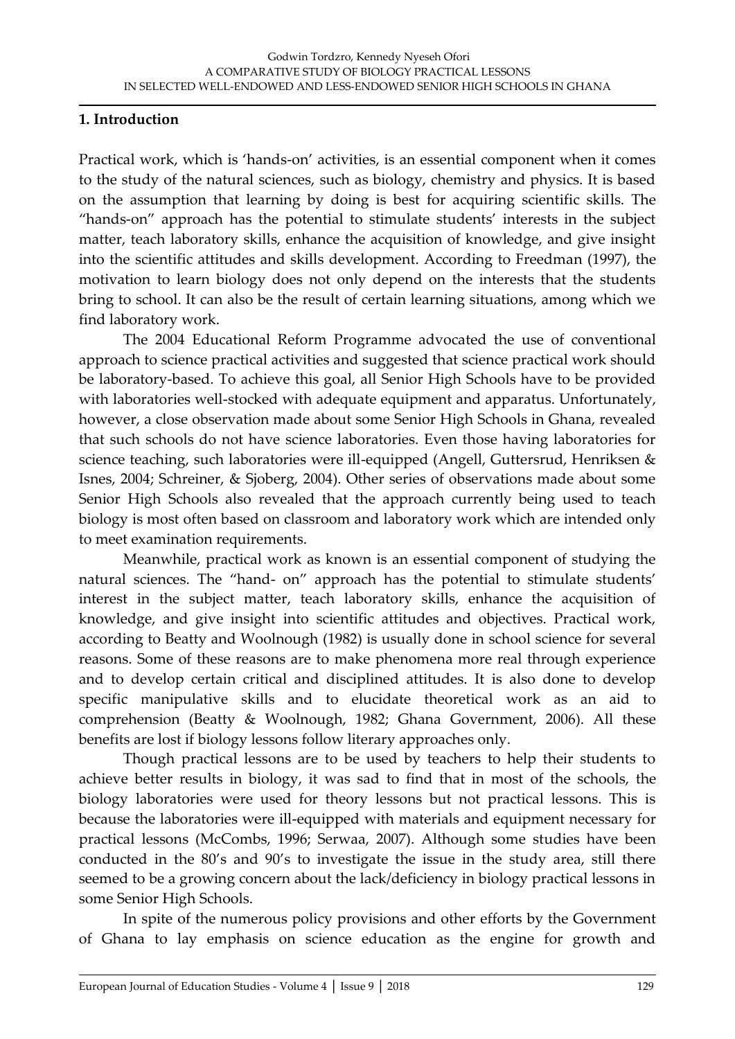## 1. Introduction

Practical work, which is 'hands-on' activities, is an essential component when it comes to the study of the natural sciences, such as biology, chemistry and physics. It is based on the assumption that learning by doing is best for acquiring scientific skills. The "hands-on" approach has the potential to stimulate students' interests in the subject matter, teach laboratory skills, enhance the acquisition of knowledge, and give insight into the scientific attitudes and skills development. According to Freedman (1997), the motivation to learn biology does not only depend on the interests that the students bring to school. It can also be the result of certain learning situations, among which we find laboratory work.

The 2004 Educational Reform Programme advocated the use of conventional approach to science practical activities and suggested that science practical work should be laboratory-based. To achieve this goal, all Senior High Schools have to be provided with laboratories well-stocked with adequate equipment and apparatus. Unfortunately, however, a close observation made about some Senior High Schools in Ghana, revealed that such schools do not have science laboratories. Even those having laboratories for science teaching, such laboratories were ill-equipped (Angell, Guttersrud, Henriksen & Isnes, 2004; Schreiner, & Sjoberg, 2004). Other series of observations made about some Senior High Schools also revealed that the approach currently being used to teach biology is most often based on classroom and laboratory work which are intended only to meet examination requirements.

Meanwhile, practical work as known is an essential component of studying the natural sciences. The "hand- on" approach has the potential to stimulate students' interest in the subject matter, teach laboratory skills, enhance the acquisition of knowledge, and give insight into scientific attitudes and objectives. Practical work, according to Beatty and Woolnough (1982) is usually done in school science for several reasons. Some of these reasons are to make phenomena more real through experience and to develop certain critical and disciplined attitudes. It is also done to develop specific manipulative skills and to elucidate theoretical work as an aid to comprehension (Beatty & Woolnough, 1982; Ghana Government, 2006). All these benefits are lost if biology lessons follow literary approaches only.

Though practical lessons are to be used by teachers to help their students to achieve better results in biology, it was sad to find that in most of the schools, the biology laboratories were used for theory lessons but not practical lessons. This is because the laboratories were ill-equipped with materials and equipment necessary for practical lessons (McCombs, 1996; Serwaa, 2007). Although some studies have been conducted in the 80's and 90's to investigate the issue in the study area, still there seemed to be a growing concern about the lack/deficiency in biology practical lessons in some Senior High Schools.

In spite of the numerous policy provisions and other efforts by the Government of Ghana to lay emphasis on science education as the engine for growth and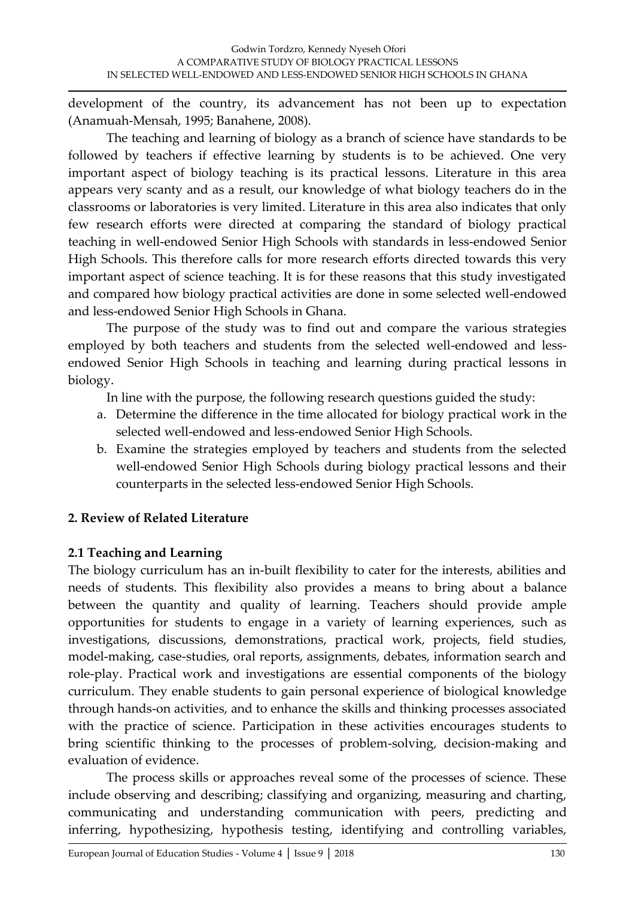development of the country, its advancement has not been up to expectation (Anamuah-Mensah, 1995; Banahene, 2008).

The teaching and learning of biology as a branch of science have standards to be followed by teachers if effective learning by students is to be achieved. One very important aspect of biology teaching is its practical lessons. Literature in this area appears very scanty and as a result, our knowledge of what biology teachers do in the classrooms or laboratories is very limited. Literature in this area also indicates that only few research efforts were directed at comparing the standard of biology practical teaching in well-endowed Senior High Schools with standards in less-endowed Senior High Schools. This therefore calls for more research efforts directed towards this very important aspect of science teaching. It is for these reasons that this study investigated and compared how biology practical activities are done in some selected well-endowed and less-endowed Senior High Schools in Ghana.

The purpose of the study was to find out and compare the various strategies employed by both teachers and students from the selected well-endowed and less-endowed Senior High Schools in teaching and learning during practical lessons in biology.

In line with the purpose, the following research questions guided the study:

a. Determine the difference in the time allocated for biology practical work in the selected well-endowed and less-endowed Senior High Schools.
b. Examine the strategies employed by teachers and students from the selected well-endowed Senior High Schools during biology practical lessons and their counterparts in the selected less-endowed Senior High Schools.

## 2. Review of Related Literature

### 2.1 Teaching and Learning

The biology curriculum has an in-built flexibility to cater for the interests, abilities and needs of students. This flexibility also provides a means to bring about a balance between the quantity and quality of learning. Teachers should provide ample opportunities for students to engage in a variety of learning experiences, such as investigations, discussions, demonstrations, practical work, projects, field studies, model-making, case-studies, oral reports, assignments, debates, information search and role-play. Practical work and investigations are essential components of the biology curriculum. They enable students to gain personal experience of biological knowledge through hands-on activities, and to enhance the skills and thinking processes associated with the practice of science. Participation in these activities encourages students to bring scientific thinking to the processes of problem-solving, decision-making and evaluation of evidence.

The process skills or approaches reveal some of the processes of science. These include observing and describing; classifying and organizing, measuring and charting, communicating and understanding communication with peers, predicting and inferring, hypothesizing, hypothesis testing, identifying and controlling variables,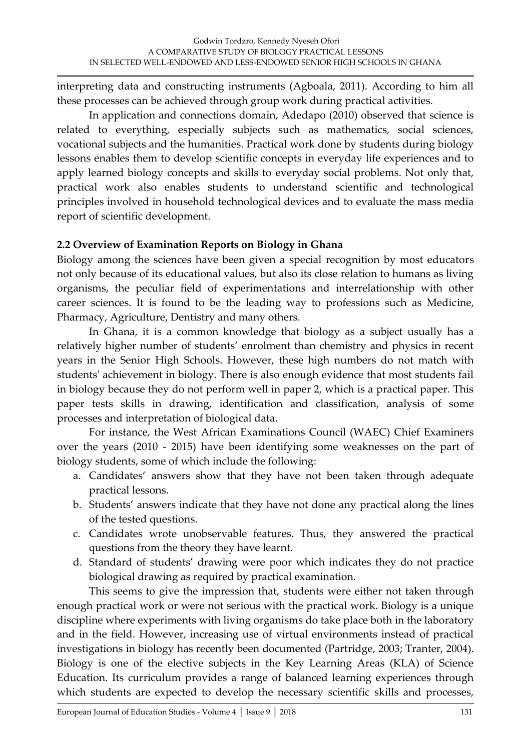interpreting data and constructing instruments (Agboala, 2011). According to him all these processes can be achieved through group work during practical activities.

In application and connections domain, Adedapo (2010) observed that science is related to everything, especially subjects such as mathematics, social sciences, vocational subjects and the humanities. Practical work done by students during biology lessons enables them to develop scientific concepts in everyday life experiences and to apply learned biology concepts and skills to everyday social problems. Not only that, practical work also enables students to understand scientific and technological principles involved in household technological devices and to evaluate the mass media report of scientific development.

### 2.2 Overview of Examination Reports on Biology in Ghana

Biology among the sciences have been given a special recognition by most educators not only because of its educational values, but also its close relation to humans as living organisms, the peculiar field of experimentations and interrelationship with other career sciences. It is found to be the leading way to professions such as Medicine, Pharmacy, Agriculture, Dentistry and many others.

In Ghana, it is a common knowledge that biology as a subject usually has a relatively higher number of students' enrolment than chemistry and physics in recent years in the Senior High Schools. However, these high numbers do not match with students' achievement in biology. There is also enough evidence that most students fail in biology because they do not perform well in paper 2, which is a practical paper. This paper tests skills in drawing, identification and classification, analysis of some processes and interpretation of biological data.

For instance, the West African Examinations Council (WAEC) Chief Examiners over the years (2010 - 2015) have been identifying some weaknesses on the part of biology students, some of which include the following:

a. Candidates' answers show that they have not been taken through adequate practical lessons.
b. Students' answers indicate that they have not done any practical along the lines of the tested questions.
c. Candidates wrote unobservable features. Thus, they answered the practical questions from the theory they have learnt.
d. Standard of students' drawing were poor which indicates they do not practice biological drawing as required by practical examination.

This seems to give the impression that, students were either not taken through enough practical work or were not serious with the practical work. Biology is a unique discipline where experiments with living organisms do take place both in the laboratory and in the field. However, increasing use of virtual environments instead of practical investigations in biology has recently been documented (Partridge, 2003; Tranter, 2004). Biology is one of the elective subjects in the Key Learning Areas (KLA) of Science Education. Its curriculum provides a range of balanced learning experiences through which students are expected to develop the necessary scientific skills and processes,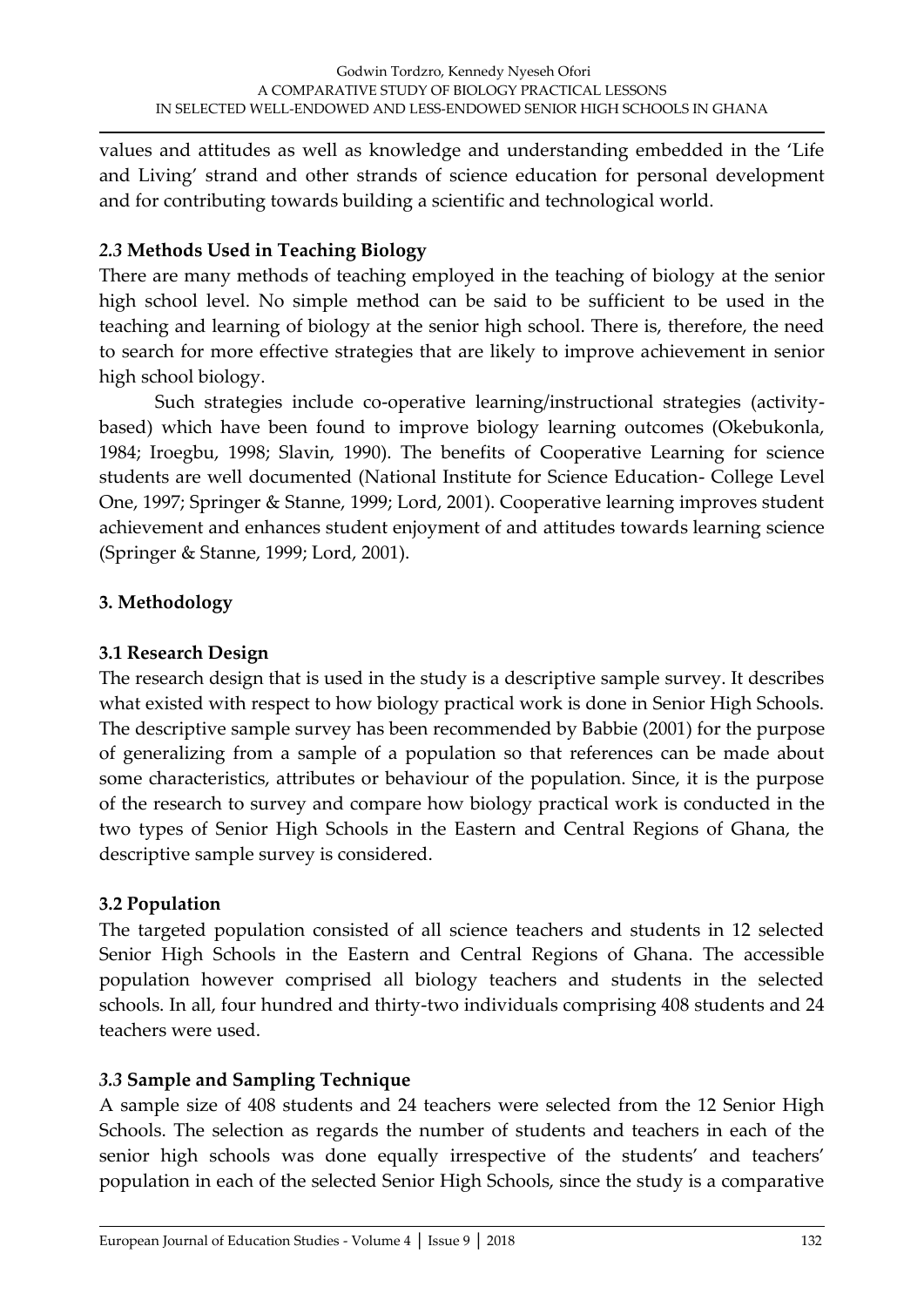values and attitudes as well as knowledge and understanding embedded in the 'Life and Living' strand and other strands of science education for personal development and for contributing towards building a scientific and technological world.

### *2.3* Methods Used in Teaching Biology

There are many methods of teaching employed in the teaching of biology at the senior high school level. No simple method can be said to be sufficient to be used in the teaching and learning of biology at the senior high school. There is, therefore, the need to search for more effective strategies that are likely to improve achievement in senior high school biology.

Such strategies include co-operative learning/instructional strategies (activity-based) which have been found to improve biology learning outcomes (Okebukonla, 1984; Iroegbu, 1998; Slavin, 1990). The benefits of Cooperative Learning for science students are well documented (National Institute for Science Education- College Level One, 1997; Springer & Stanne, 1999; Lord, 2001). Cooperative learning improves student achievement and enhances student enjoyment of and attitudes towards learning science (Springer & Stanne, 1999; Lord, 2001).

## 3. Methodology

### 3.1 Research Design

The research design that is used in the study is a descriptive sample survey. It describes what existed with respect to how biology practical work is done in Senior High Schools. The descriptive sample survey has been recommended by Babbie (2001) for the purpose of generalizing from a sample of a population so that references can be made about some characteristics, attributes or behaviour of the population. Since, it is the purpose of the research to survey and compare how biology practical work is conducted in the two types of Senior High Schools in the Eastern and Central Regions of Ghana, the descriptive sample survey is considered.

### 3.2 Population

The targeted population consisted of all science teachers and students in 12 selected Senior High Schools in the Eastern and Central Regions of Ghana. The accessible population however comprised all biology teachers and students in the selected schools. In all, four hundred and thirty-two individuals comprising 408 students and 24 teachers were used.

### *3.3* Sample and Sampling Technique

A sample size of 408 students and 24 teachers were selected from the 12 Senior High Schools. The selection as regards the number of students and teachers in each of the senior high schools was done equally irrespective of the students' and teachers' population in each of the selected Senior High Schools, since the study is a comparative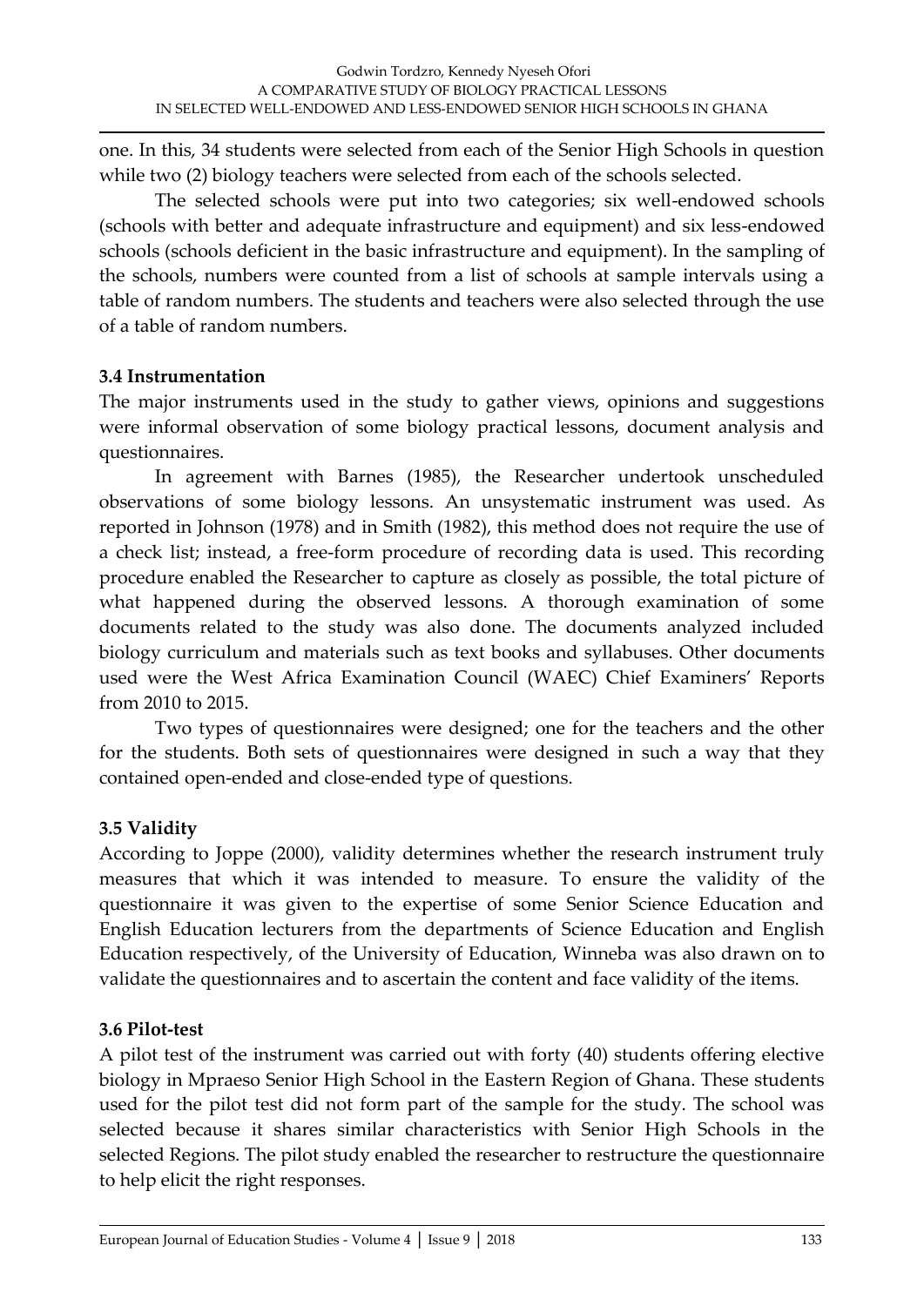one. In this, 34 students were selected from each of the Senior High Schools in question while two (2) biology teachers were selected from each of the schools selected.

The selected schools were put into two categories; six well-endowed schools (schools with better and adequate infrastructure and equipment) and six less-endowed schools (schools deficient in the basic infrastructure and equipment). In the sampling of the schools, numbers were counted from a list of schools at sample intervals using a table of random numbers. The students and teachers were also selected through the use of a table of random numbers.

### 3.4 Instrumentation

The major instruments used in the study to gather views, opinions and suggestions were informal observation of some biology practical lessons, document analysis and questionnaires.

In agreement with Barnes (1985), the Researcher undertook unscheduled observations of some biology lessons. An unsystematic instrument was used. As reported in Johnson (1978) and in Smith (1982), this method does not require the use of a check list; instead, a free-form procedure of recording data is used. This recording procedure enabled the Researcher to capture as closely as possible, the total picture of what happened during the observed lessons. A thorough examination of some documents related to the study was also done. The documents analyzed included biology curriculum and materials such as text books and syllabuses. Other documents used were the West Africa Examination Council (WAEC) Chief Examiners' Reports from 2010 to 2015.

Two types of questionnaires were designed; one for the teachers and the other for the students. Both sets of questionnaires were designed in such a way that they contained open-ended and close-ended type of questions.

### 3.5 Validity

According to Joppe (2000), validity determines whether the research instrument truly measures that which it was intended to measure. To ensure the validity of the questionnaire it was given to the expertise of some Senior Science Education and English Education lecturers from the departments of Science Education and English Education respectively, of the University of Education, Winneba was also drawn on to validate the questionnaires and to ascertain the content and face validity of the items.

### 3.6 Pilot-test

A pilot test of the instrument was carried out with forty (40) students offering elective biology in Mpraeso Senior High School in the Eastern Region of Ghana. These students used for the pilot test did not form part of the sample for the study. The school was selected because it shares similar characteristics with Senior High Schools in the selected Regions. The pilot study enabled the researcher to restructure the questionnaire to help elicit the right responses.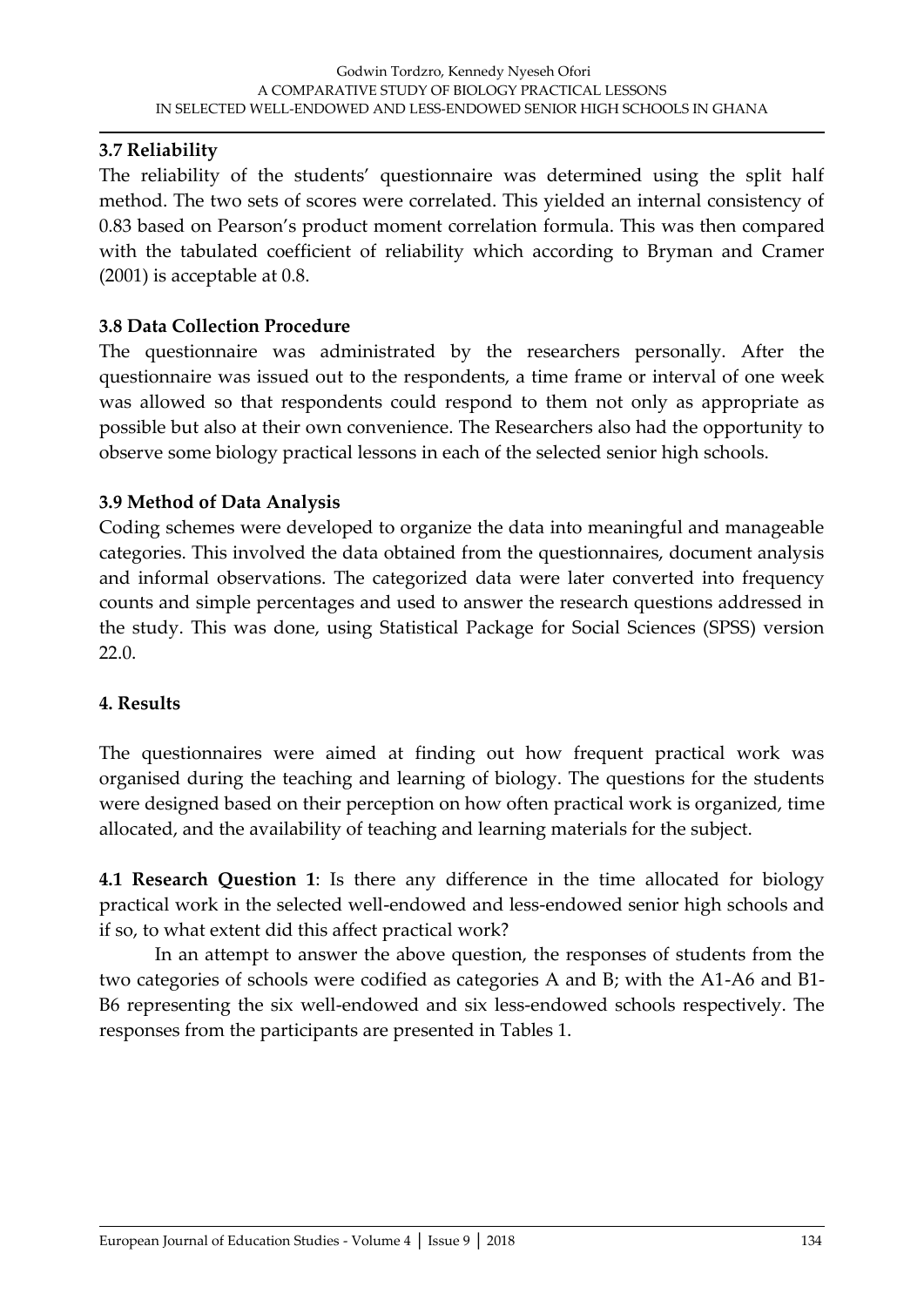### 3.7 Reliability

The reliability of the students' questionnaire was determined using the split half method. The two sets of scores were correlated. This yielded an internal consistency of 0.83 based on Pearson's product moment correlation formula. This was then compared with the tabulated coefficient of reliability which according to Bryman and Cramer (2001) is acceptable at 0.8.

### 3.8 Data Collection Procedure

The questionnaire was administrated by the researchers personally. After the questionnaire was issued out to the respondents, a time frame or interval of one week was allowed so that respondents could respond to them not only as appropriate as possible but also at their own convenience. The Researchers also had the opportunity to observe some biology practical lessons in each of the selected senior high schools.

### 3.9 Method of Data Analysis

Coding schemes were developed to organize the data into meaningful and manageable categories. This involved the data obtained from the questionnaires, document analysis and informal observations. The categorized data were later converted into frequency counts and simple percentages and used to answer the research questions addressed in the study. This was done, using Statistical Package for Social Sciences (SPSS) version 22.0.

## 4. Results

The questionnaires were aimed at finding out how frequent practical work was organised during the teaching and learning of biology. The questions for the students were designed based on their perception on how often practical work is organized, time allocated, and the availability of teaching and learning materials for the subject.

**4.1 Research Question 1**: Is there any difference in the time allocated for biology practical work in the selected well-endowed and less-endowed senior high schools and if so, to what extent did this affect practical work?

In an attempt to answer the above question, the responses of students from the two categories of schools were codified as categories A and B; with the A1-A6 and B1-B6 representing the six well-endowed and six less-endowed schools respectively. The responses from the participants are presented in Tables 1.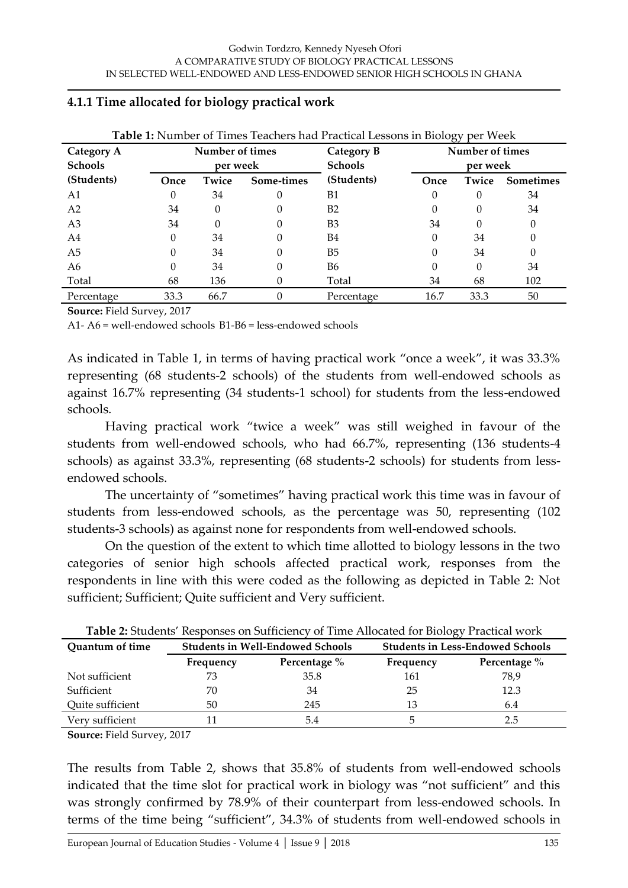### 4.1.1 Time allocated for biology practical work

**Table 1:** Number of Times Teachers had Practical Lessons in Biology per Week

| Category A Schools (Students) | Number of times per week | | | Category B Schools (Students) | Number of times per week | | |
|---|---|---|---|---|---|---|---|
| | Once | Twice | Some-times | | Once | Twice | Sometimes |
| A1 | 0 | 34 | 0 | B1 | 0 | 0 | 34 |
| A2 | 34 | 0 | 0 | B2 | 0 | 0 | 34 |
| A3 | 34 | 0 | 0 | B3 | 34 | 0 | 0 |
| A4 | 0 | 34 | 0 | B4 | 0 | 34 | 0 |
| A5 | 0 | 34 | 0 | B5 | 0 | 34 | 0 |
| A6 | 0 | 34 | 0 | B6 | 0 | 0 | 34 |
| Total | 68 | 136 | 0 | Total | 34 | 68 | 102 |
| Percentage | 33.3 | 66.7 | 0 | Percentage | 16.7 | 33.3 | 50 |

**Source:** Field Survey, 2017

A1- A6 = well-endowed schools B1-B6 = less-endowed schools

As indicated in Table 1, in terms of having practical work "once a week", it was 33.3% representing (68 students-2 schools) of the students from well-endowed schools as against 16.7% representing (34 students-1 school) for students from the less-endowed schools.

Having practical work "twice a week" was still weighed in favour of the students from well-endowed schools, who had 66.7%, representing (136 students-4 schools) as against 33.3%, representing (68 students-2 schools) for students from less-endowed schools.

The uncertainty of "sometimes" having practical work this time was in favour of students from less-endowed schools, as the percentage was 50, representing (102 students-3 schools) as against none for respondents from well-endowed schools.

On the question of the extent to which time allotted to biology lessons in the two categories of senior high schools affected practical work, responses from the respondents in line with this were coded as the following as depicted in Table 2: Not sufficient; Sufficient; Quite sufficient and Very sufficient.

**Table 2:** Students' Responses on Sufficiency of Time Allocated for Biology Practical work

| Quantum of time | Students in Well-Endowed Schools | | Students in Less-Endowed Schools | |
|---|---|---|---|---|
| | Frequency | Percentage % | Frequency | Percentage % |
| Not sufficient | 73 | 35.8 | 161 | 78,9 |
| Sufficient | 70 | 34 | 25 | 12.3 |
| Quite sufficient | 50 | 245 | 13 | 6.4 |
| Very sufficient | 11 | 5.4 | 5 | 2.5 |

**Source:** Field Survey, 2017

The results from Table 2, shows that 35.8% of students from well-endowed schools indicated that the time slot for practical work in biology was "not sufficient" and this was strongly confirmed by 78.9% of their counterpart from less-endowed schools. In terms of the time being "sufficient", 34.3% of students from well-endowed schools in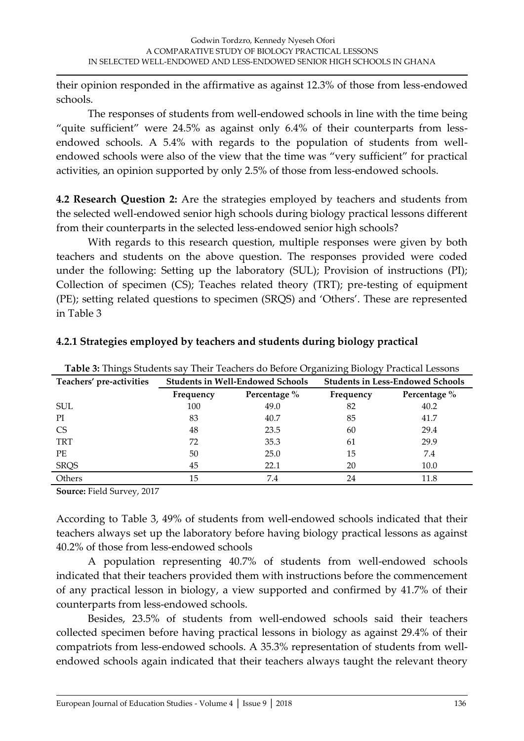their opinion responded in the affirmative as against 12.3% of those from less-endowed schools.

The responses of students from well-endowed schools in line with the time being "quite sufficient" were 24.5% as against only 6.4% of their counterparts from less-endowed schools. A 5.4% with regards to the population of students from well-endowed schools were also of the view that the time was "very sufficient" for practical activities, an opinion supported by only 2.5% of those from less-endowed schools.

**4.2 Research Question 2:** Are the strategies employed by teachers and students from the selected well-endowed senior high schools during biology practical lessons different from their counterparts in the selected less-endowed senior high schools?

With regards to this research question, multiple responses were given by both teachers and students on the above question. The responses provided were coded under the following: Setting up the laboratory (SUL); Provision of instructions (PI); Collection of specimen (CS); Teaches related theory (TRT); pre-testing of equipment (PE); setting related questions to specimen (SRQS) and 'Others'. These are represented in Table 3

### 4.2.1 Strategies employed by teachers and students during biology practical

**Table 3:** Things Students say Their Teachers do Before Organizing Biology Practical Lessons

| Teachers' pre-activities | Students in Well-Endowed Schools | | Students in Less-Endowed Schools | |
|---|---|---|---|---|
| | Frequency | Percentage % | Frequency | Percentage % |
| SUL | 100 | 49.0 | 82 | 40.2 |
| PI | 83 | 40.7 | 85 | 41.7 |
| CS | 48 | 23.5 | 60 | 29.4 |
| TRT | 72 | 35.3 | 61 | 29.9 |
| PE | 50 | 25.0 | 15 | 7.4 |
| SRQS | 45 | 22.1 | 20 | 10.0 |
| Others | 15 | 7.4 | 24 | 11.8 |

**Source:** Field Survey, 2017

According to Table 3, 49% of students from well-endowed schools indicated that their teachers always set up the laboratory before having biology practical lessons as against 40.2% of those from less-endowed schools

A population representing 40.7% of students from well-endowed schools indicated that their teachers provided them with instructions before the commencement of any practical lesson in biology, a view supported and confirmed by 41.7% of their counterparts from less-endowed schools.

Besides, 23.5% of students from well-endowed schools said their teachers collected specimen before having practical lessons in biology as against 29.4% of their compatriots from less-endowed schools. A 35.3% representation of students from well-endowed schools again indicated that their teachers always taught the relevant theory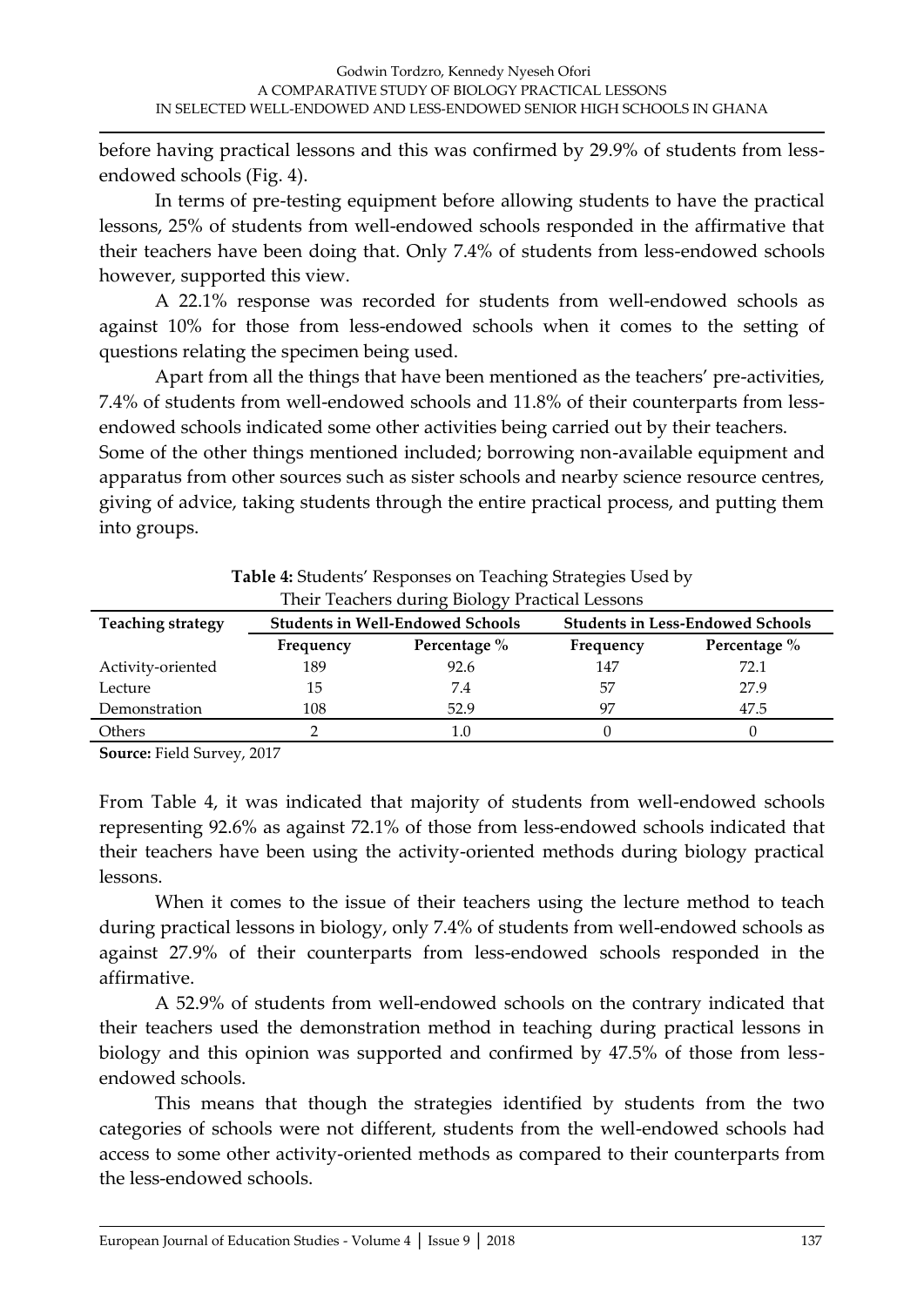before having practical lessons and this was confirmed by 29.9% of students from less-endowed schools (Fig. 4).

In terms of pre-testing equipment before allowing students to have the practical lessons, 25% of students from well-endowed schools responded in the affirmative that their teachers have been doing that. Only 7.4% of students from less-endowed schools however, supported this view.

A 22.1% response was recorded for students from well-endowed schools as against 10% for those from less-endowed schools when it comes to the setting of questions relating the specimen being used.

Apart from all the things that have been mentioned as the teachers' pre-activities, 7.4% of students from well-endowed schools and 11.8% of their counterparts from less-endowed schools indicated some other activities being carried out by their teachers. Some of the other things mentioned included; borrowing non-available equipment and apparatus from other sources such as sister schools and nearby science resource centres, giving of advice, taking students through the entire practical process, and putting them into groups.

**Table 4:** Students' Responses on Teaching Strategies Used by Their Teachers during Biology Practical Lessons

| Teaching strategy | Students in Well-Endowed Schools | | Students in Less-Endowed Schools | |
|---|---|---|---|---|
| | Frequency | Percentage % | Frequency | Percentage % |
| Activity-oriented | 189 | 92.6 | 147 | 72.1 |
| Lecture | 15 | 7.4 | 57 | 27.9 |
| Demonstration | 108 | 52.9 | 97 | 47.5 |
| Others | 2 | 1.0 | 0 | 0 |

**Source:** Field Survey, 2017

From Table 4, it was indicated that majority of students from well-endowed schools representing 92.6% as against 72.1% of those from less-endowed schools indicated that their teachers have been using the activity-oriented methods during biology practical lessons.

When it comes to the issue of their teachers using the lecture method to teach during practical lessons in biology, only 7.4% of students from well-endowed schools as against 27.9% of their counterparts from less-endowed schools responded in the affirmative.

A 52.9% of students from well-endowed schools on the contrary indicated that their teachers used the demonstration method in teaching during practical lessons in biology and this opinion was supported and confirmed by 47.5% of those from less-endowed schools.

This means that though the strategies identified by students from the two categories of schools were not different, students from the well-endowed schools had access to some other activity-oriented methods as compared to their counterparts from the less-endowed schools.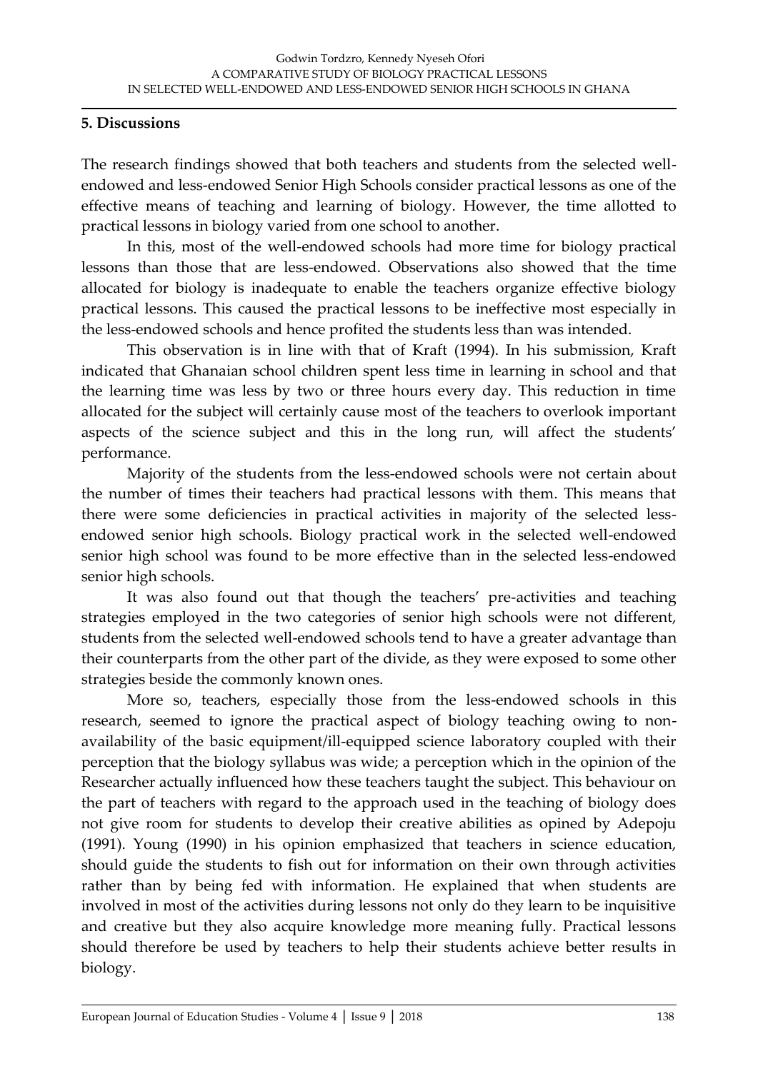## 5. Discussions

The research findings showed that both teachers and students from the selected well-endowed and less-endowed Senior High Schools consider practical lessons as one of the effective means of teaching and learning of biology. However, the time allotted to practical lessons in biology varied from one school to another.

In this, most of the well-endowed schools had more time for biology practical lessons than those that are less-endowed. Observations also showed that the time allocated for biology is inadequate to enable the teachers organize effective biology practical lessons. This caused the practical lessons to be ineffective most especially in the less-endowed schools and hence profited the students less than was intended.

This observation is in line with that of Kraft (1994). In his submission, Kraft indicated that Ghanaian school children spent less time in learning in school and that the learning time was less by two or three hours every day. This reduction in time allocated for the subject will certainly cause most of the teachers to overlook important aspects of the science subject and this in the long run, will affect the students' performance.

Majority of the students from the less-endowed schools were not certain about the number of times their teachers had practical lessons with them. This means that there were some deficiencies in practical activities in majority of the selected less-endowed senior high schools. Biology practical work in the selected well-endowed senior high school was found to be more effective than in the selected less-endowed senior high schools.

It was also found out that though the teachers' pre-activities and teaching strategies employed in the two categories of senior high schools were not different, students from the selected well-endowed schools tend to have a greater advantage than their counterparts from the other part of the divide, as they were exposed to some other strategies beside the commonly known ones.

More so, teachers, especially those from the less-endowed schools in this research, seemed to ignore the practical aspect of biology teaching owing to non-availability of the basic equipment/ill-equipped science laboratory coupled with their perception that the biology syllabus was wide; a perception which in the opinion of the Researcher actually influenced how these teachers taught the subject. This behaviour on the part of teachers with regard to the approach used in the teaching of biology does not give room for students to develop their creative abilities as opined by Adepoju (1991). Young (1990) in his opinion emphasized that teachers in science education, should guide the students to fish out for information on their own through activities rather than by being fed with information. He explained that when students are involved in most of the activities during lessons not only do they learn to be inquisitive and creative but they also acquire knowledge more meaning fully. Practical lessons should therefore be used by teachers to help their students achieve better results in biology.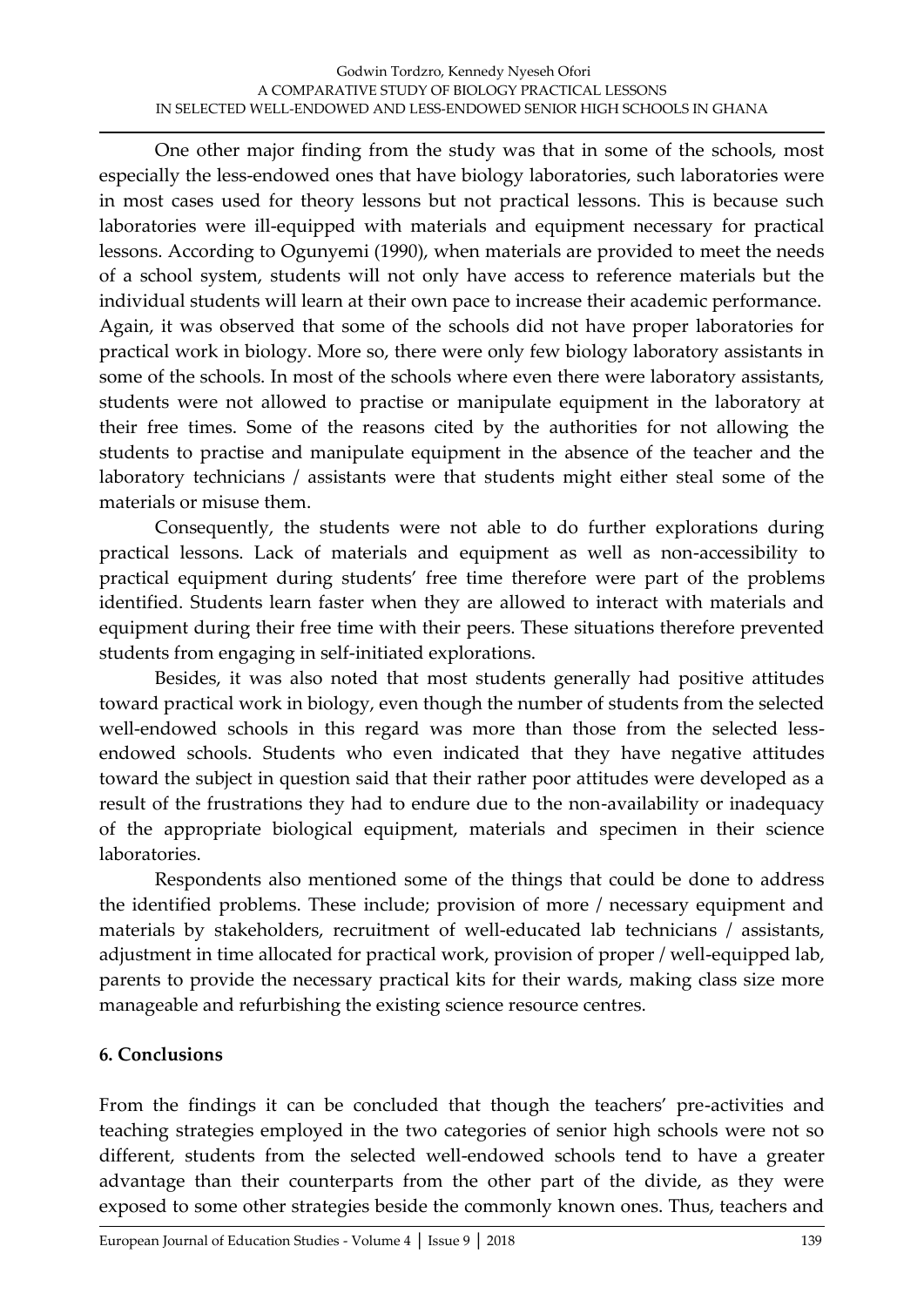One other major finding from the study was that in some of the schools, most especially the less-endowed ones that have biology laboratories, such laboratories were in most cases used for theory lessons but not practical lessons. This is because such laboratories were ill-equipped with materials and equipment necessary for practical lessons. According to Ogunyemi (1990), when materials are provided to meet the needs of a school system, students will not only have access to reference materials but the individual students will learn at their own pace to increase their academic performance. Again, it was observed that some of the schools did not have proper laboratories for practical work in biology. More so, there were only few biology laboratory assistants in some of the schools. In most of the schools where even there were laboratory assistants, students were not allowed to practise or manipulate equipment in the laboratory at their free times. Some of the reasons cited by the authorities for not allowing the students to practise and manipulate equipment in the absence of the teacher and the laboratory technicians / assistants were that students might either steal some of the materials or misuse them.

Consequently, the students were not able to do further explorations during practical lessons. Lack of materials and equipment as well as non-accessibility to practical equipment during students' free time therefore were part of the problems identified. Students learn faster when they are allowed to interact with materials and equipment during their free time with their peers. These situations therefore prevented students from engaging in self-initiated explorations.

Besides, it was also noted that most students generally had positive attitudes toward practical work in biology, even though the number of students from the selected well-endowed schools in this regard was more than those from the selected less-endowed schools. Students who even indicated that they have negative attitudes toward the subject in question said that their rather poor attitudes were developed as a result of the frustrations they had to endure due to the non-availability or inadequacy of the appropriate biological equipment, materials and specimen in their science laboratories.

Respondents also mentioned some of the things that could be done to address the identified problems. These include; provision of more / necessary equipment and materials by stakeholders, recruitment of well-educated lab technicians / assistants, adjustment in time allocated for practical work, provision of proper / well-equipped lab, parents to provide the necessary practical kits for their wards, making class size more manageable and refurbishing the existing science resource centres.

## 6. Conclusions

From the findings it can be concluded that though the teachers' pre-activities and teaching strategies employed in the two categories of senior high schools were not so different, students from the selected well-endowed schools tend to have a greater advantage than their counterparts from the other part of the divide, as they were exposed to some other strategies beside the commonly known ones. Thus, teachers and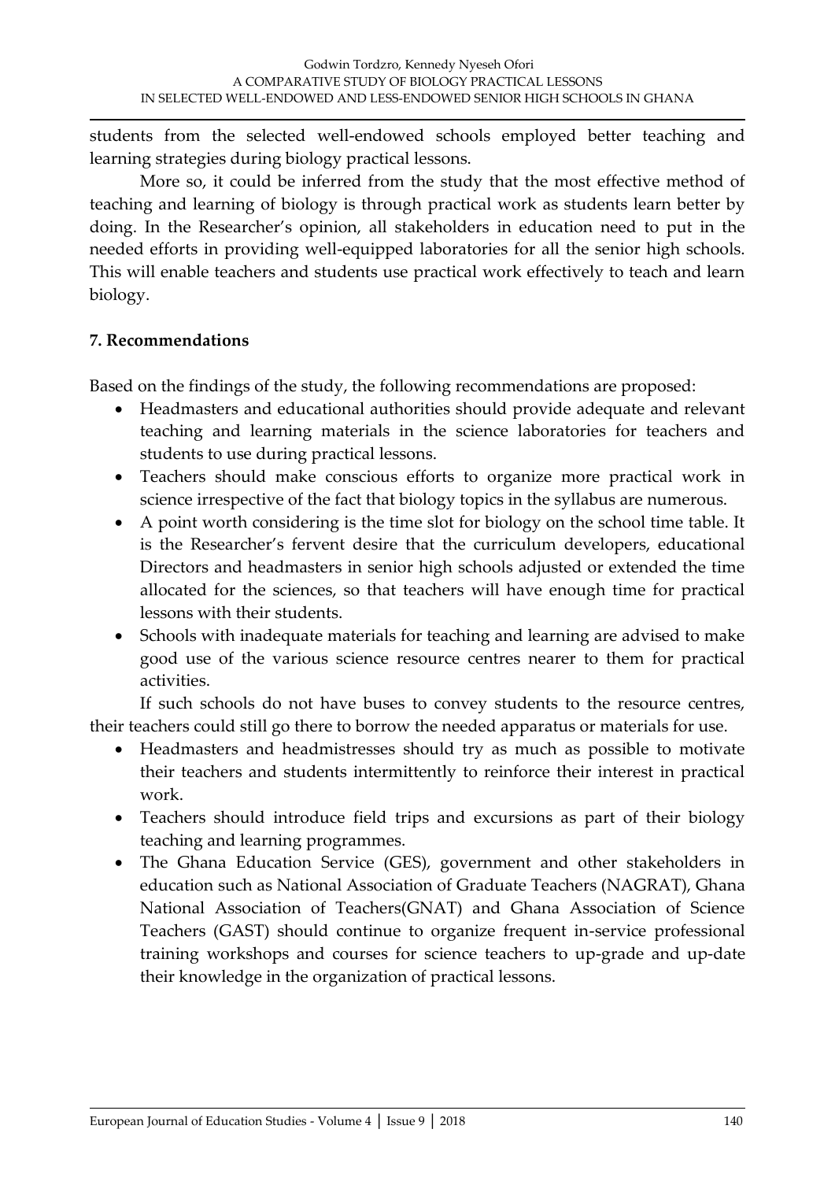students from the selected well-endowed schools employed better teaching and learning strategies during biology practical lessons.

More so, it could be inferred from the study that the most effective method of teaching and learning of biology is through practical work as students learn better by doing. In the Researcher's opinion, all stakeholders in education need to put in the needed efforts in providing well-equipped laboratories for all the senior high schools. This will enable teachers and students use practical work effectively to teach and learn biology.

## 7. Recommendations

Based on the findings of the study, the following recommendations are proposed:

- Headmasters and educational authorities should provide adequate and relevant teaching and learning materials in the science laboratories for teachers and students to use during practical lessons.
- Teachers should make conscious efforts to organize more practical work in science irrespective of the fact that biology topics in the syllabus are numerous.
- A point worth considering is the time slot for biology on the school time table. It is the Researcher's fervent desire that the curriculum developers, educational Directors and headmasters in senior high schools adjusted or extended the time allocated for the sciences, so that teachers will have enough time for practical lessons with their students.
- Schools with inadequate materials for teaching and learning are advised to make good use of the various science resource centres nearer to them for practical activities.

If such schools do not have buses to convey students to the resource centres, their teachers could still go there to borrow the needed apparatus or materials for use.

- Headmasters and headmistresses should try as much as possible to motivate their teachers and students intermittently to reinforce their interest in practical work.
- Teachers should introduce field trips and excursions as part of their biology teaching and learning programmes.
- The Ghana Education Service (GES), government and other stakeholders in education such as National Association of Graduate Teachers (NAGRAT), Ghana National Association of Teachers(GNAT) and Ghana Association of Science Teachers (GAST) should continue to organize frequent in-service professional training workshops and courses for science teachers to up-grade and up-date their knowledge in the organization of practical lessons.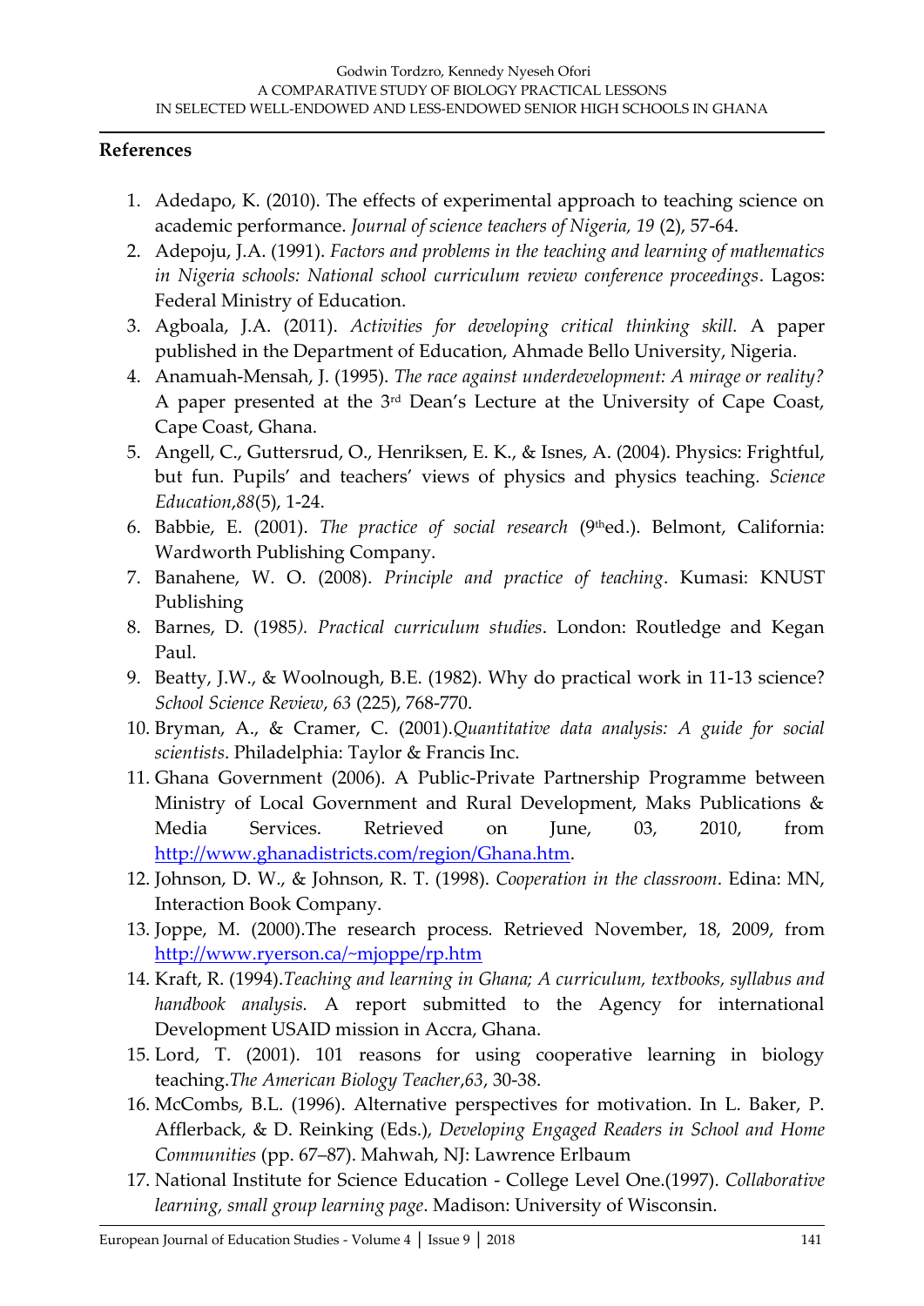**References**

1. Adedapo, K. (2010). The effects of experimental approach to teaching science on academic performance. *Journal of science teachers of Nigeria, 19* (2), 57-64.
2. Adepoju, J.A. (1991). *Factors and problems in the teaching and learning of mathematics in Nigeria schools: National school curriculum review conference proceedings*. Lagos: Federal Ministry of Education.
3. Agboala, J.A. (2011). *Activities for developing critical thinking skill.* A paper published in the Department of Education, Ahmade Bello University, Nigeria.
4. Anamuah-Mensah, J. (1995). *The race against underdevelopment: A mirage or reality?* A paper presented at the 3rd Dean's Lecture at the University of Cape Coast, Cape Coast, Ghana.
5. Angell, C., Guttersrud, O., Henriksen, E. K., & Isnes, A. (2004). Physics: Frightful, but fun. Pupils' and teachers' views of physics and physics teaching. *Science Education*,*88*(5), 1-24.
6. Babbie, E. (2001). *The practice of social research* (9thed.). Belmont, California: Wardworth Publishing Company.
7. Banahene, W. O. (2008). *Principle and practice of teaching*. Kumasi: KNUST Publishing
8. Barnes, D. (1985*). Practical curriculum studies*. London: Routledge and Kegan Paul.
9. Beatty, J.W., & Woolnough, B.E. (1982). Why do practical work in 11-13 science? *School Science Review*, *63* (225), 768-770.
10. Bryman, A., & Cramer, C. (2001).*Quantitative data analysis: A guide for social scientists*. Philadelphia: Taylor & Francis Inc.
11. Ghana Government (2006). A Public-Private Partnership Programme between Ministry of Local Government and Rural Development, Maks Publications & Media Services. Retrieved on June, 03, 2010, from http://www.ghanadistricts.com/region/Ghana.htm.
12. Johnson, D. W., & Johnson, R. T. (1998). *Cooperation in the classroom*. Edina: MN, Interaction Book Company.
13. Joppe, M. (2000).The research process. Retrieved November, 18, 2009, from http://www.ryerson.ca/~mjoppe/rp.htm
14. Kraft, R. (1994).*Teaching and learning in Ghana; A curriculum, textbooks, syllabus and handbook analysis.* A report submitted to the Agency for international Development USAID mission in Accra, Ghana.
15. Lord, T. (2001). 101 reasons for using cooperative learning in biology teaching.*The American Biology Teacher*,*63*, 30-38.
16. McCombs, B.L. (1996). Alternative perspectives for motivation. In L. Baker, P. Afflerback, & D. Reinking (Eds.), *Developing Engaged Readers in School and Home Communities* (pp. 67–87). Mahwah, NJ: Lawrence Erlbaum
17. National Institute for Science Education - College Level One.(1997). *Collaborative learning, small group learning page*. Madison: University of Wisconsin.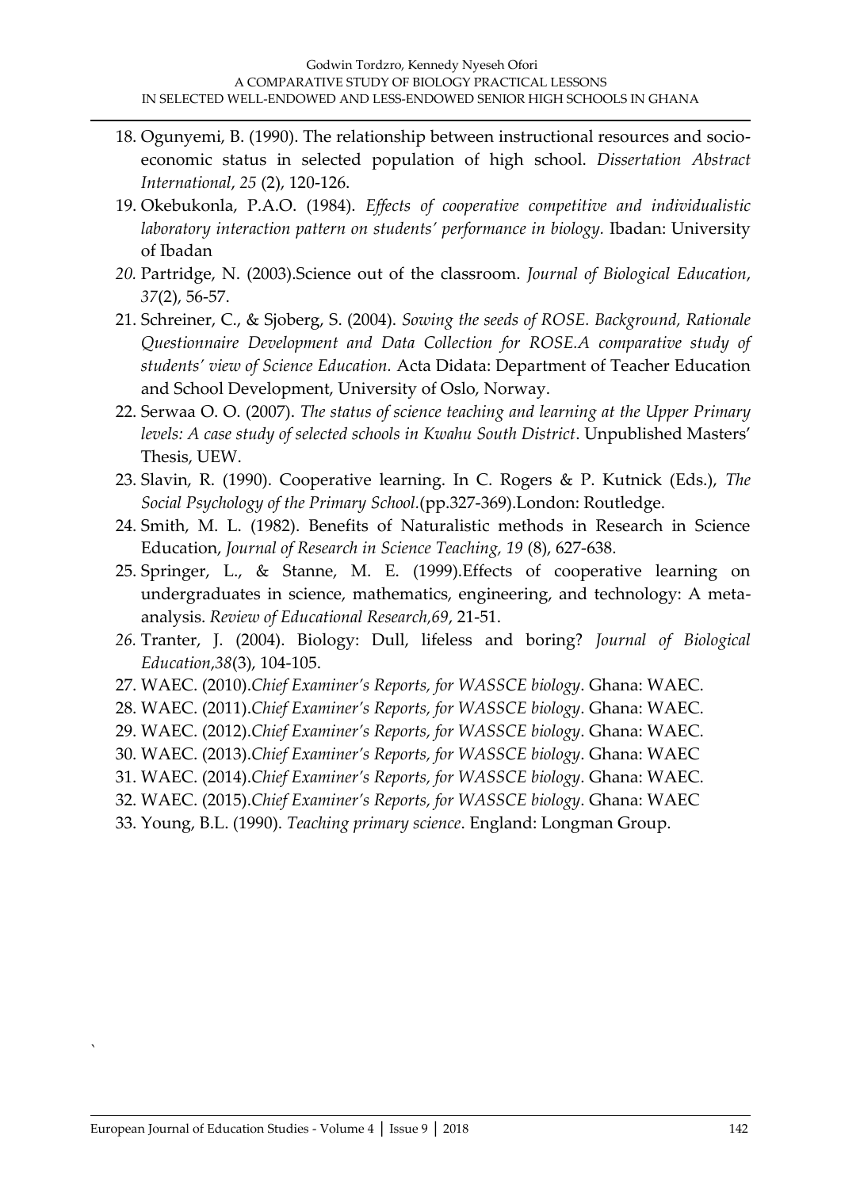18. Ogunyemi, B. (1990). The relationship between instructional resources and socio-economic status in selected population of high school. *Dissertation Abstract International*, *25* (2), 120-126.
19. Okebukonla, P.A.O. (1984). *Effects of cooperative competitive and individualistic laboratory interaction pattern on students' performance in biology.* Ibadan: University of Ibadan
20. Partridge, N. (2003).Science out of the classroom. *Journal of Biological Education*, *37*(2), 56-57.
21. Schreiner, C., & Sjoberg, S. (2004). *Sowing the seeds of ROSE. Background, Rationale Questionnaire Development and Data Collection for ROSE.A comparative study of students' view of Science Education.* Acta Didata: Department of Teacher Education and School Development, University of Oslo, Norway.
22. Serwaa O. O. (2007). *The status of science teaching and learning at the Upper Primary levels: A case study of selected schools in Kwahu South District*. Unpublished Masters' Thesis, UEW.
23. Slavin, R. (1990). Cooperative learning. In C. Rogers & P. Kutnick (Eds.), *The Social Psychology of the Primary School.*(pp.327-369).London: Routledge.
24. Smith, M. L. (1982). Benefits of Naturalistic methods in Research in Science Education, *Journal of Research in Science Teaching, 19* (8), 627-638.
25. Springer, L., & Stanne, M. E. (1999).Effects of cooperative learning on undergraduates in science, mathematics, engineering, and technology: A meta-analysis. *Review of Educational Research,69*, 21-51.
26. Tranter, J. (2004). Biology: Dull, lifeless and boring? *Journal of Biological Education*,*38*(3), 104-105.
27. WAEC. (2010).*Chief Examiner's Reports, for WASSCE biology*. Ghana: WAEC.
28. WAEC. (2011).*Chief Examiner's Reports, for WASSCE biology*. Ghana: WAEC.
29. WAEC. (2012).*Chief Examiner's Reports, for WASSCE biology*. Ghana: WAEC.
30. WAEC. (2013).*Chief Examiner's Reports, for WASSCE biology*. Ghana: WAEC
31. WAEC. (2014).*Chief Examiner's Reports, for WASSCE biology*. Ghana: WAEC.
32. WAEC. (2015).*Chief Examiner's Reports, for WASSCE biology*. Ghana: WAEC
33. Young, B.L. (1990). *Teaching primary science*. England: Longman Group.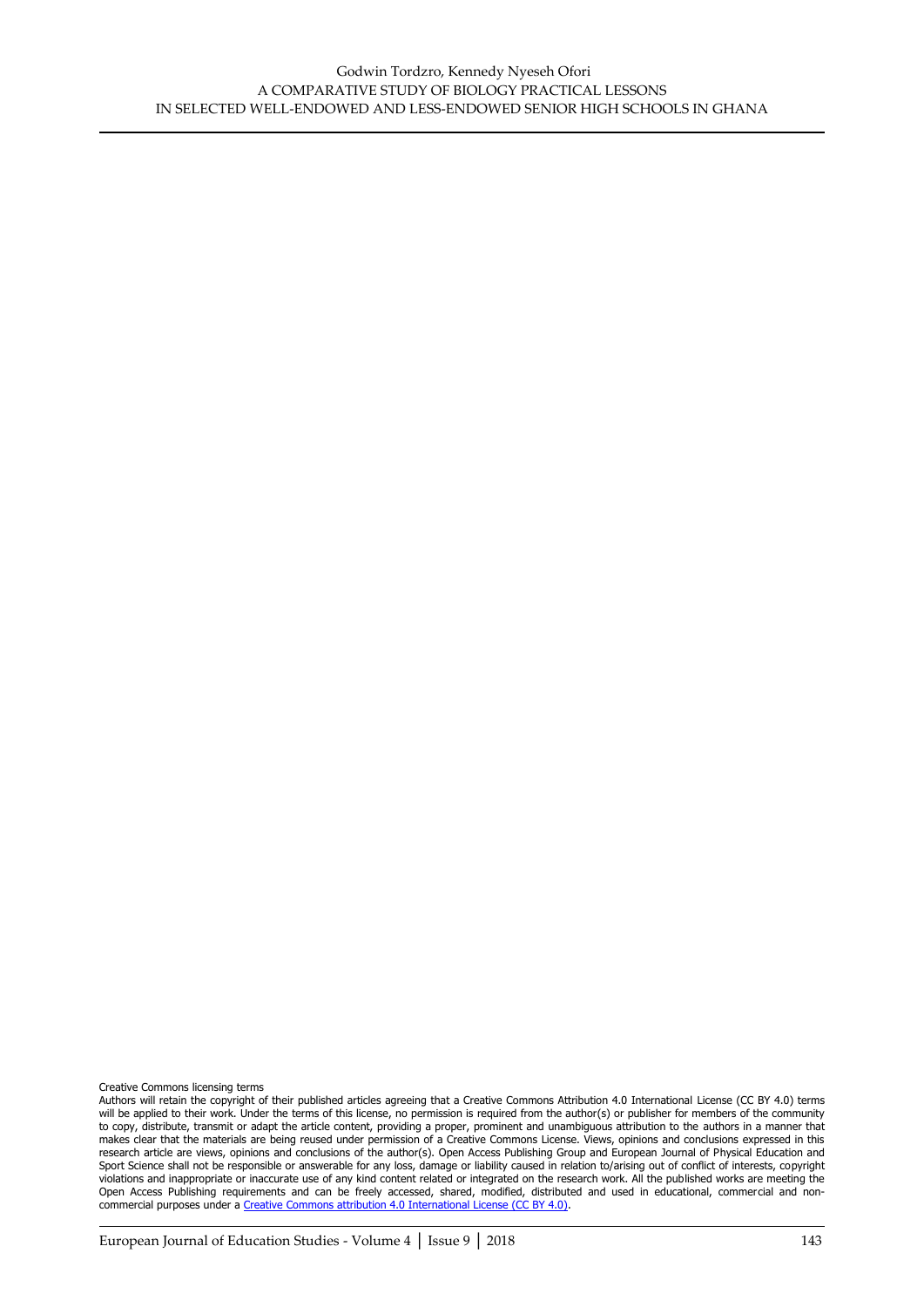Creative Commons licensing terms

Authors will retain the copyright of their published articles agreeing that a Creative Commons Attribution 4.0 International License (CC BY 4.0) terms will be applied to their work. Under the terms of this license, no permission is required from the author(s) or publisher for members of the community to copy, distribute, transmit or adapt the article content, providing a proper, prominent and unambiguous attribution to the authors in a manner that makes clear that the materials are being reused under permission of a Creative Commons License. Views, opinions and conclusions expressed in this research article are views, opinions and conclusions of the author(s). Open Access Publishing Group and European Journal of Physical Education and Sport Science shall not be responsible or answerable for any loss, damage or liability caused in relation to/arising out of conflict of interests, copyright violations and inappropriate or inaccurate use of any kind content related or integrated on the research work. All the published works are meeting the Open Access Publishing requirements and can be freely accessed, shared, modified, distributed and used in educational, commercial and non-commercial purposes under a [Creative Commons attribution 4.0 International License (CC BY 4.0)](https://creativecommons.org/licenses/by/4.0/).